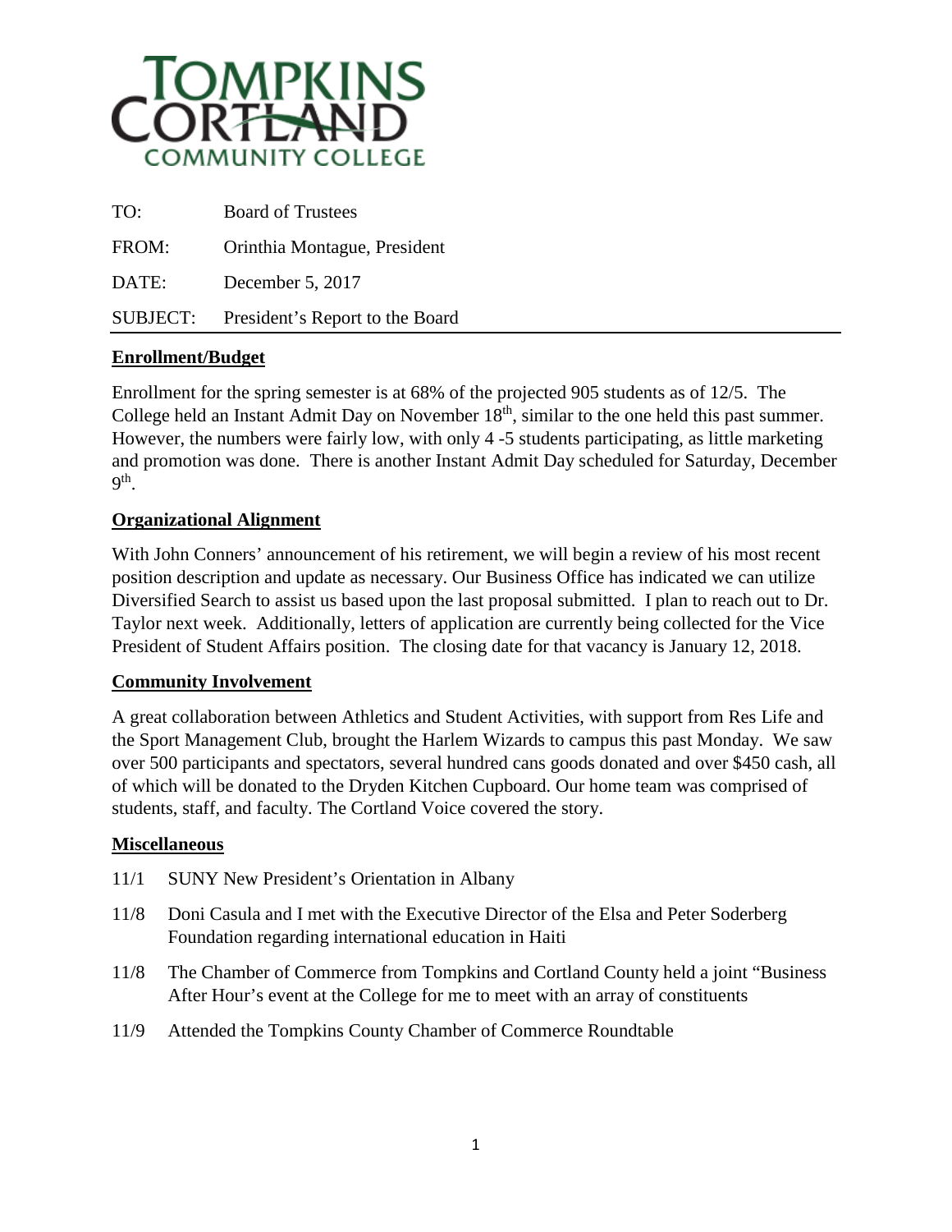# TOMPKINS CORTLAND COMMUNITY COLLEGE

| | |
|---|---|
| TO: | Board of Trustees |
| FROM: | Orinthia Montague, President |
| DATE: | December 5, 2017 |
| SUBJECT: | President's Report to the Board |

## Enrollment/Budget

Enrollment for the spring semester is at 68% of the projected 905 students as of 12/5. The College held an Instant Admit Day on November 18th, similar to the one held this past summer. However, the numbers were fairly low, with only 4 -5 students participating, as little marketing and promotion was done. There is another Instant Admit Day scheduled for Saturday, December 9th.

## Organizational Alignment

With John Conners' announcement of his retirement, we will begin a review of his most recent position description and update as necessary. Our Business Office has indicated we can utilize Diversified Search to assist us based upon the last proposal submitted. I plan to reach out to Dr. Taylor next week. Additionally, letters of application are currently being collected for the Vice President of Student Affairs position. The closing date for that vacancy is January 12, 2018.

## Community Involvement

A great collaboration between Athletics and Student Activities, with support from Res Life and the Sport Management Club, brought the Harlem Wizards to campus this past Monday. We saw over 500 participants and spectators, several hundred cans goods donated and over $450 cash, all of which will be donated to the Dryden Kitchen Cupboard. Our home team was comprised of students, staff, and faculty. The Cortland Voice covered the story.

## Miscellaneous

- 11/1 SUNY New President's Orientation in Albany
- 11/8 Doni Casula and I met with the Executive Director of the Elsa and Peter Soderberg Foundation regarding international education in Haiti
- 11/8 The Chamber of Commerce from Tompkins and Cortland County held a joint "Business After Hour's event at the College for me to meet with an array of constituents
- 11/9 Attended the Tompkins County Chamber of Commerce Roundtable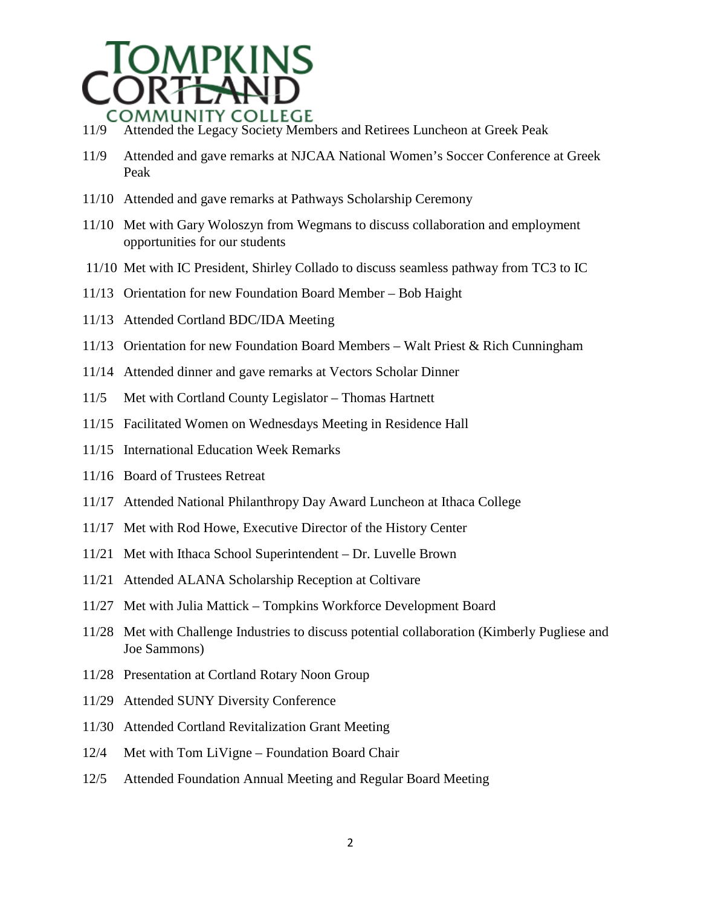11/9 Attended the Legacy Society Members and Retirees Luncheon at Greek Peak

11/9 Attended and gave remarks at NJCAA National Women's Soccer Conference at Greek Peak

11/10 Attended and gave remarks at Pathways Scholarship Ceremony

11/10 Met with Gary Woloszyn from Wegmans to discuss collaboration and employment opportunities for our students

11/10 Met with IC President, Shirley Collado to discuss seamless pathway from TC3 to IC

11/13 Orientation for new Foundation Board Member – Bob Haight

11/13 Attended Cortland BDC/IDA Meeting

11/13 Orientation for new Foundation Board Members – Walt Priest & Rich Cunningham

11/14 Attended dinner and gave remarks at Vectors Scholar Dinner

11/5 Met with Cortland County Legislator – Thomas Hartnett

11/15 Facilitated Women on Wednesdays Meeting in Residence Hall

11/15 International Education Week Remarks

11/16 Board of Trustees Retreat

11/17 Attended National Philanthropy Day Award Luncheon at Ithaca College

11/17 Met with Rod Howe, Executive Director of the History Center

11/21 Met with Ithaca School Superintendent – Dr. Luvelle Brown

11/21 Attended ALANA Scholarship Reception at Coltivare

11/27 Met with Julia Mattick – Tompkins Workforce Development Board

11/28 Met with Challenge Industries to discuss potential collaboration (Kimberly Pugliese and Joe Sammons)

11/28 Presentation at Cortland Rotary Noon Group

11/29 Attended SUNY Diversity Conference

11/30 Attended Cortland Revitalization Grant Meeting

12/4 Met with Tom LiVigne – Foundation Board Chair

12/5 Attended Foundation Annual Meeting and Regular Board Meeting